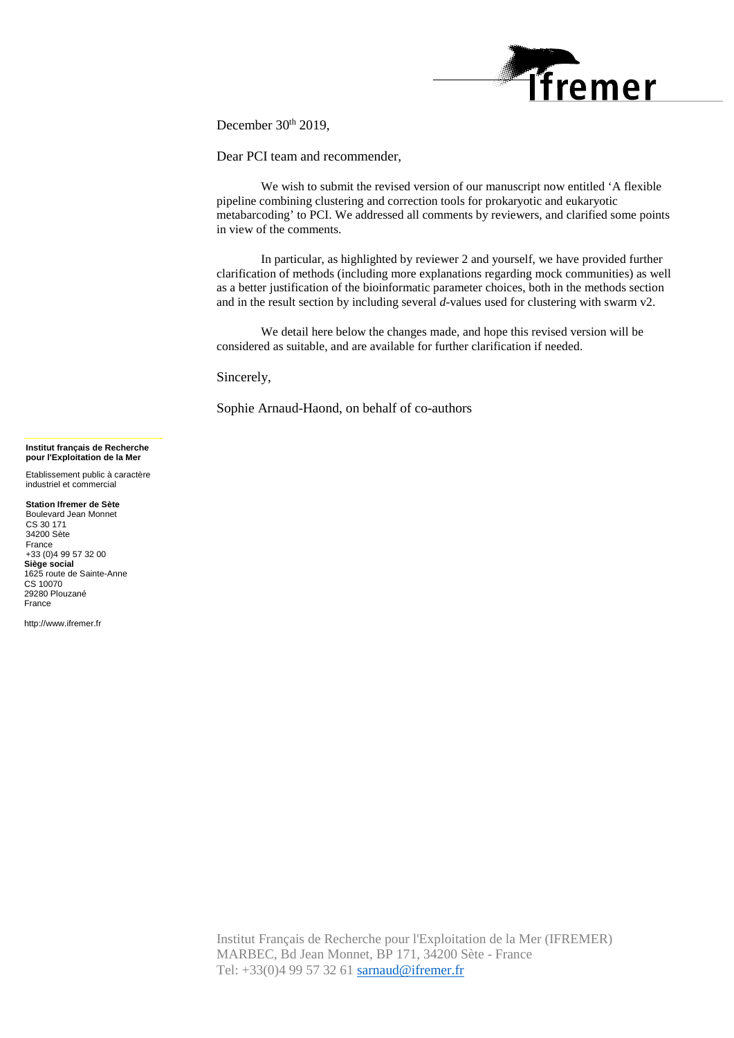December 30th 2019,

Dear PCI team and recommender,

We wish to submit the revised version of our manuscript now entitled 'A flexible pipeline combining clustering and correction tools for prokaryotic and eukaryotic metabarcoding' to PCI. We addressed all comments by reviewers, and clarified some points in view of the comments.

In particular, as highlighted by reviewer 2 and yourself, we have provided further clarification of methods (including more explanations regarding mock communities) as well as a better justification of the bioinformatic parameter choices, both in the methods section and in the result section by including several *d*-values used for clustering with swarm v2.

We detail here below the changes made, and hope this revised version will be considered as suitable, and are available for further clarification if needed.

Sincerely,

Sophie Arnaud-Haond, on behalf of co-authors

**Institut français de Recherche pour l'Exploitation de la Mer**

Etablissement public à caractère industriel et commercial

**Station Ifremer de Sète**
Boulevard Jean Monnet
CS 30 171
34200 Sète
France
+33 (0)4 99 57 32 00

**Siège social**
1625 route de Sainte-Anne
CS 10070
29280 Plouzané
France

http://www.ifremer.fr

Institut Français de Recherche pour l'Exploitation de la Mer (IFREMER)
MARBEC, Bd Jean Monnet, BP 171, 34200 Sète - France
Tel: +33(0)4 99 57 32 61 sarnaud@ifremer.fr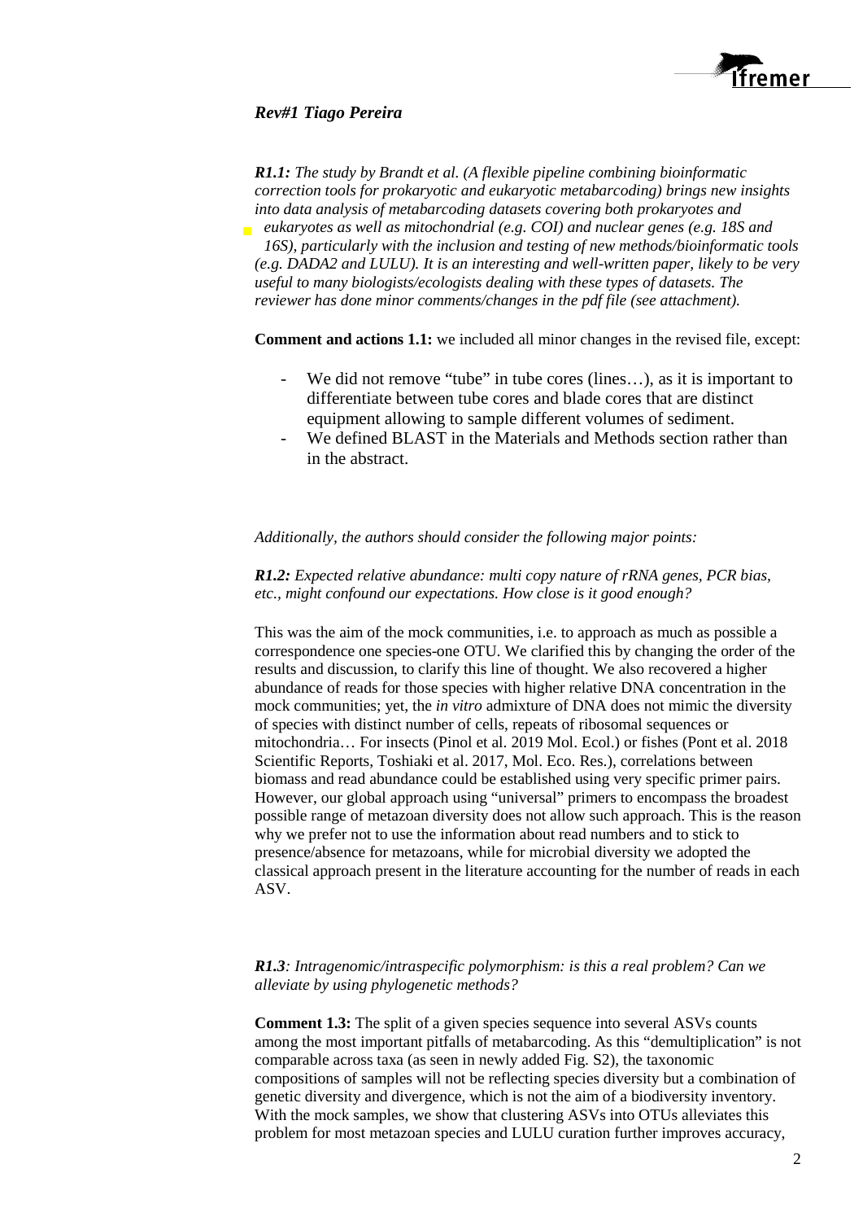***Rev#1 Tiago Pereira***

***R1.1:*** *The study by Brandt et al. (A flexible pipeline combining bioinformatic correction tools for prokaryotic and eukaryotic metabarcoding) brings new insights into data analysis of metabarcoding datasets covering both prokaryotes and eukaryotes as well as mitochondrial (e.g. COI) and nuclear genes (e.g. 18S and 16S), particularly with the inclusion and testing of new methods/bioinformatic tools (e.g. DADA2 and LULU). It is an interesting and well-written paper, likely to be very useful to many biologists/ecologists dealing with these types of datasets. The reviewer has done minor comments/changes in the pdf file (see attachment).*

**Comment and actions 1.1:** we included all minor changes in the revised file, except:

- We did not remove "tube" in tube cores (lines…), as it is important to differentiate between tube cores and blade cores that are distinct equipment allowing to sample different volumes of sediment.
- We defined BLAST in the Materials and Methods section rather than in the abstract.

*Additionally, the authors should consider the following major points:*

***R1.2:*** *Expected relative abundance: multi copy nature of rRNA genes, PCR bias, etc., might confound our expectations. How close is it good enough?*

This was the aim of the mock communities, i.e. to approach as much as possible a correspondence one species-one OTU. We clarified this by changing the order of the results and discussion, to clarify this line of thought. We also recovered a higher abundance of reads for those species with higher relative DNA concentration in the mock communities; yet, the *in vitro* admixture of DNA does not mimic the diversity of species with distinct number of cells, repeats of ribosomal sequences or mitochondria… For insects (Pinol et al. 2019 Mol. Ecol.) or fishes (Pont et al. 2018 Scientific Reports, Toshiaki et al. 2017, Mol. Eco. Res.), correlations between biomass and read abundance could be established using very specific primer pairs. However, our global approach using "universal" primers to encompass the broadest possible range of metazoan diversity does not allow such approach. This is the reason why we prefer not to use the information about read numbers and to stick to presence/absence for metazoans, while for microbial diversity we adopted the classical approach present in the literature accounting for the number of reads in each ASV.

***R1.3****: Intragenomic/intraspecific polymorphism: is this a real problem? Can we alleviate by using phylogenetic methods?*

**Comment 1.3:** The split of a given species sequence into several ASVs counts among the most important pitfalls of metabarcoding. As this "demultiplication" is not comparable across taxa (as seen in newly added Fig. S2), the taxonomic compositions of samples will not be reflecting species diversity but a combination of genetic diversity and divergence, which is not the aim of a biodiversity inventory. With the mock samples, we show that clustering ASVs into OTUs alleviates this problem for most metazoan species and LULU curation further improves accuracy,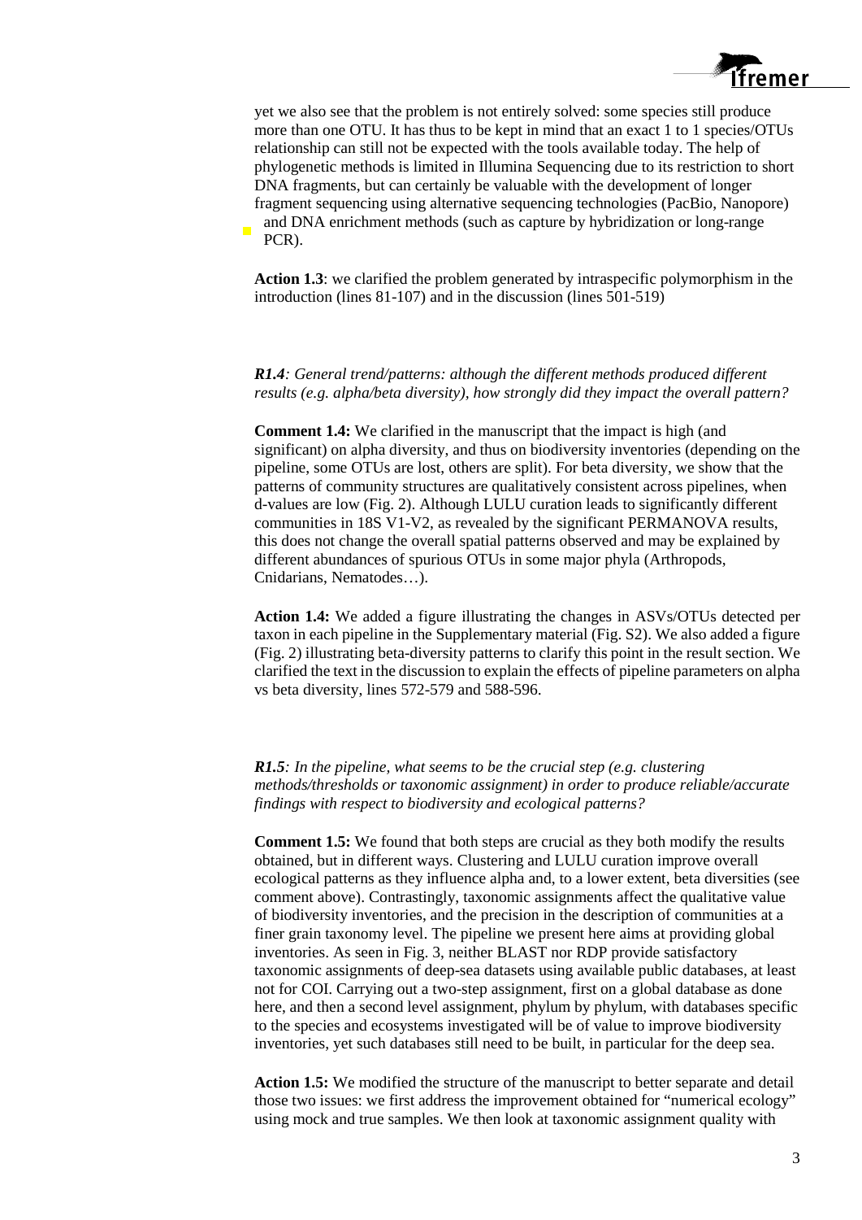yet we also see that the problem is not entirely solved: some species still produce more than one OTU. It has thus to be kept in mind that an exact 1 to 1 species/OTUs relationship can still not be expected with the tools available today. The help of phylogenetic methods is limited in Illumina Sequencing due to its restriction to short DNA fragments, but can certainly be valuable with the development of longer fragment sequencing using alternative sequencing technologies (PacBio, Nanopore) and DNA enrichment methods (such as capture by hybridization or long-range PCR).

**Action 1.3**: we clarified the problem generated by intraspecific polymorphism in the introduction (lines 81-107) and in the discussion (lines 501-519)

***R1.4**: General trend/patterns: although the different methods produced different results (e.g. alpha/beta diversity), how strongly did they impact the overall pattern?*

**Comment 1.4:** We clarified in the manuscript that the impact is high (and significant) on alpha diversity, and thus on biodiversity inventories (depending on the pipeline, some OTUs are lost, others are split). For beta diversity, we show that the patterns of community structures are qualitatively consistent across pipelines, when d-values are low (Fig. 2). Although LULU curation leads to significantly different communities in 18S V1-V2, as revealed by the significant PERMANOVA results, this does not change the overall spatial patterns observed and may be explained by different abundances of spurious OTUs in some major phyla (Arthropods, Cnidarians, Nematodes…).

**Action 1.4:** We added a figure illustrating the changes in ASVs/OTUs detected per taxon in each pipeline in the Supplementary material (Fig. S2). We also added a figure (Fig. 2) illustrating beta-diversity patterns to clarify this point in the result section. We clarified the text in the discussion to explain the effects of pipeline parameters on alpha vs beta diversity, lines 572-579 and 588-596.

***R1.5**: In the pipeline, what seems to be the crucial step (e.g. clustering methods/thresholds or taxonomic assignment) in order to produce reliable/accurate findings with respect to biodiversity and ecological patterns?*

**Comment 1.5:** We found that both steps are crucial as they both modify the results obtained, but in different ways. Clustering and LULU curation improve overall ecological patterns as they influence alpha and, to a lower extent, beta diversities (see comment above). Contrastingly, taxonomic assignments affect the qualitative value of biodiversity inventories, and the precision in the description of communities at a finer grain taxonomy level. The pipeline we present here aims at providing global inventories. As seen in Fig. 3, neither BLAST nor RDP provide satisfactory taxonomic assignments of deep-sea datasets using available public databases, at least not for COI. Carrying out a two-step assignment, first on a global database as done here, and then a second level assignment, phylum by phylum, with databases specific to the species and ecosystems investigated will be of value to improve biodiversity inventories, yet such databases still need to be built, in particular for the deep sea.

**Action 1.5:** We modified the structure of the manuscript to better separate and detail those two issues: we first address the improvement obtained for "numerical ecology" using mock and true samples. We then look at taxonomic assignment quality with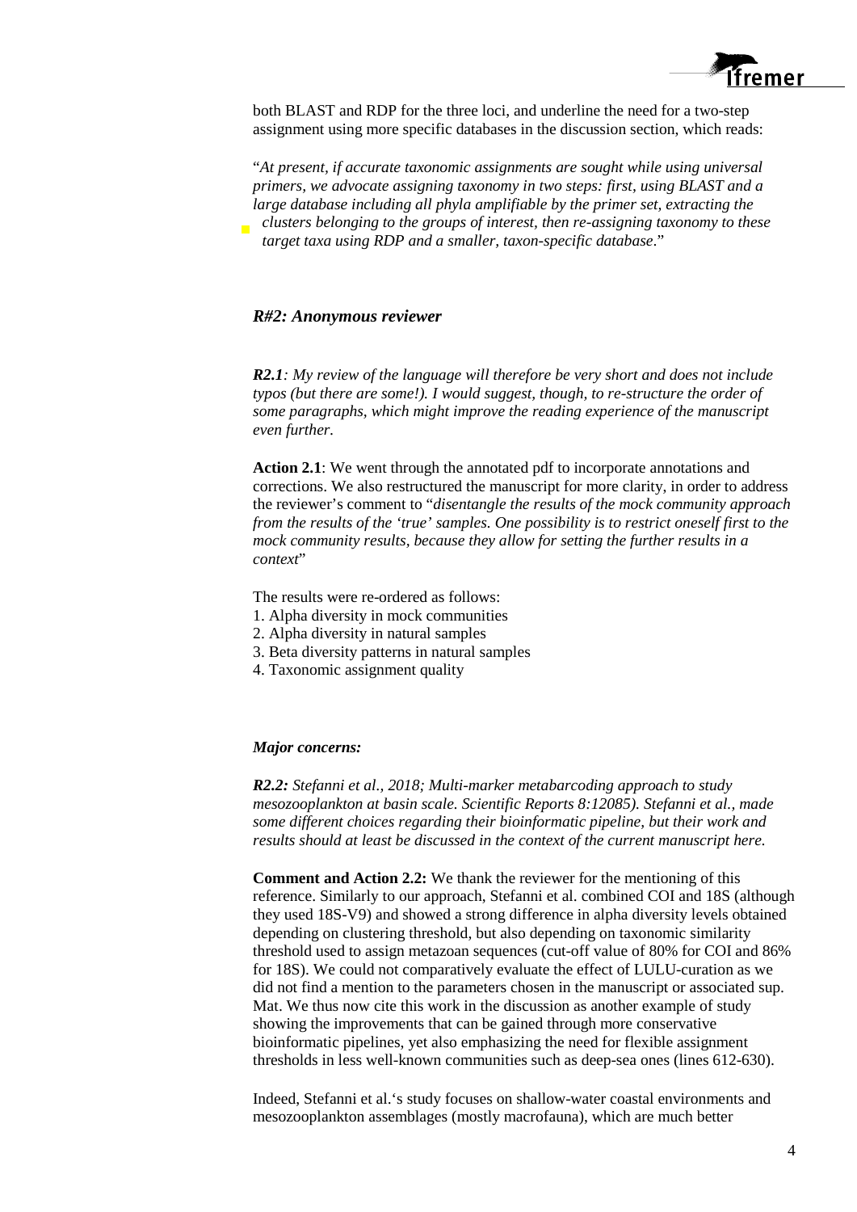both BLAST and RDP for the three loci, and underline the need for a two-step assignment using more specific databases in the discussion section, which reads:

"*At present, if accurate taxonomic assignments are sought while using universal primers, we advocate assigning taxonomy in two steps: first, using BLAST and a large database including all phyla amplifiable by the primer set, extracting the clusters belonging to the groups of interest, then re-assigning taxonomy to these target taxa using RDP and a smaller, taxon-specific database*."

### *R#2: Anonymous reviewer*

***R2.1****: My review of the language will therefore be very short and does not include typos (but there are some!). I would suggest, though, to re-structure the order of some paragraphs, which might improve the reading experience of the manuscript even further.*

**Action 2.1**: We went through the annotated pdf to incorporate annotations and corrections. We also restructured the manuscript for more clarity, in order to address the reviewer's comment to "*disentangle the results of the mock community approach from the results of the 'true' samples. One possibility is to restrict oneself first to the mock community results, because they allow for setting the further results in a context*"

The results were re-ordered as follows:
1. Alpha diversity in mock communities
2. Alpha diversity in natural samples
3. Beta diversity patterns in natural samples
4. Taxonomic assignment quality

***Major concerns:***

***R2.2:*** *Stefanni et al., 2018; Multi-marker metabarcoding approach to study mesozooplankton at basin scale. Scientific Reports 8:12085). Stefanni et al., made some different choices regarding their bioinformatic pipeline, but their work and results should at least be discussed in the context of the current manuscript here.*

**Comment and Action 2.2:** We thank the reviewer for the mentioning of this reference. Similarly to our approach, Stefanni et al. combined COI and 18S (although they used 18S-V9) and showed a strong difference in alpha diversity levels obtained depending on clustering threshold, but also depending on taxonomic similarity threshold used to assign metazoan sequences (cut-off value of 80% for COI and 86% for 18S). We could not comparatively evaluate the effect of LULU-curation as we did not find a mention to the parameters chosen in the manuscript or associated sup. Mat. We thus now cite this work in the discussion as another example of study showing the improvements that can be gained through more conservative bioinformatic pipelines, yet also emphasizing the need for flexible assignment thresholds in less well-known communities such as deep-sea ones (lines 612-630).

Indeed, Stefanni et al.'s study focuses on shallow-water coastal environments and mesozooplankton assemblages (mostly macrofauna), which are much better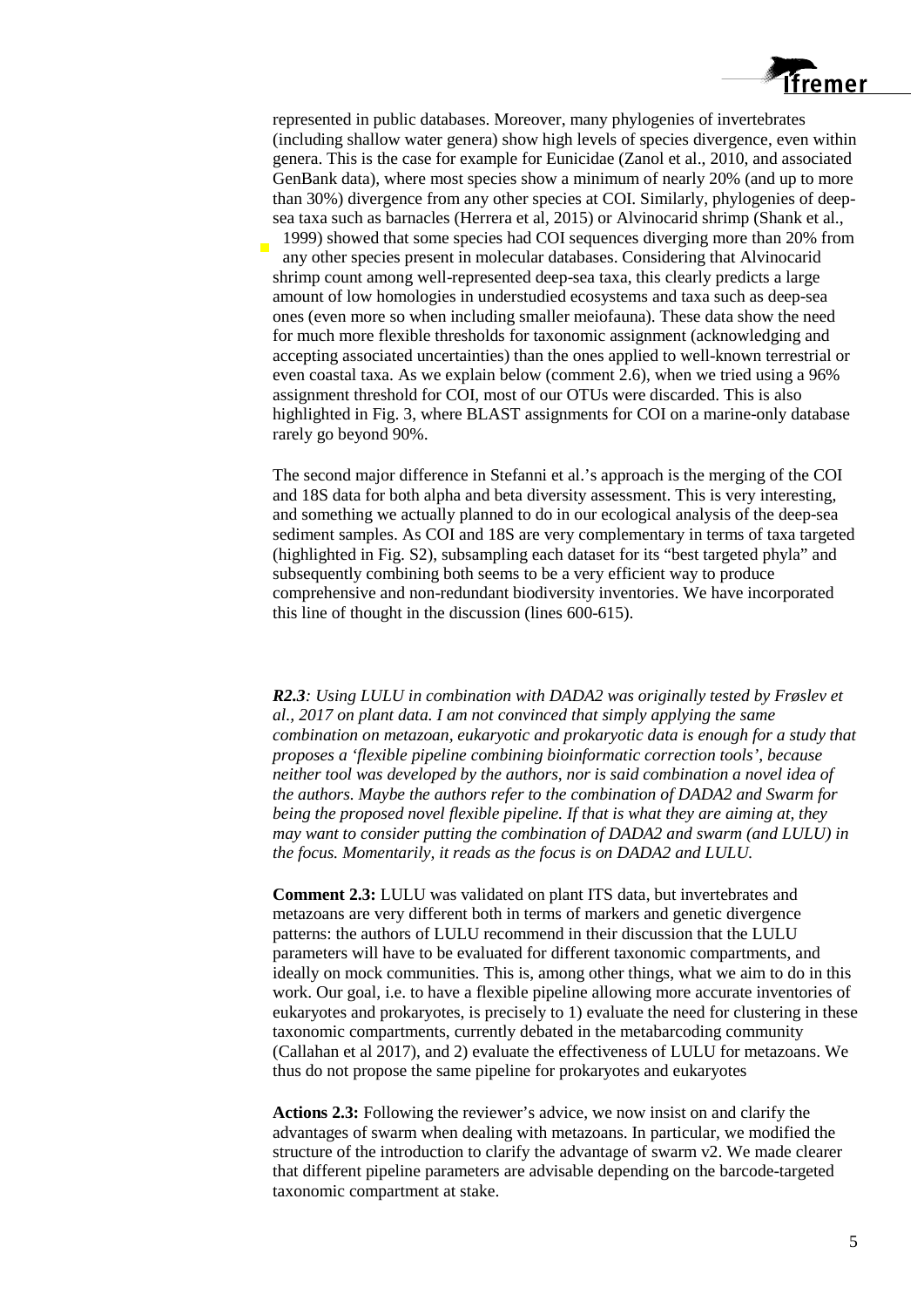represented in public databases. Moreover, many phylogenies of invertebrates (including shallow water genera) show high levels of species divergence, even within genera. This is the case for example for Eunicidae (Zanol et al., 2010, and associated GenBank data), where most species show a minimum of nearly 20% (and up to more than 30%) divergence from any other species at COI. Similarly, phylogenies of deep-sea taxa such as barnacles (Herrera et al, 2015) or Alvinocarid shrimp (Shank et al., 1999) showed that some species had COI sequences diverging more than 20% from any other species present in molecular databases. Considering that Alvinocarid shrimp count among well-represented deep-sea taxa, this clearly predicts a large amount of low homologies in understudied ecosystems and taxa such as deep-sea ones (even more so when including smaller meiofauna). These data show the need for much more flexible thresholds for taxonomic assignment (acknowledging and accepting associated uncertainties) than the ones applied to well-known terrestrial or even coastal taxa. As we explain below (comment 2.6), when we tried using a 96% assignment threshold for COI, most of our OTUs were discarded. This is also highlighted in Fig. 3, where BLAST assignments for COI on a marine-only database rarely go beyond 90%.

The second major difference in Stefanni et al.'s approach is the merging of the COI and 18S data for both alpha and beta diversity assessment. This is very interesting, and something we actually planned to do in our ecological analysis of the deep-sea sediment samples. As COI and 18S are very complementary in terms of taxa targeted (highlighted in Fig. S2), subsampling each dataset for its "best targeted phyla" and subsequently combining both seems to be a very efficient way to produce comprehensive and non-redundant biodiversity inventories. We have incorporated this line of thought in the discussion (lines 600-615).

***R2.3****: Using LULU in combination with DADA2 was originally tested by Frøslev et al., 2017 on plant data. I am not convinced that simply applying the same combination on metazoan, eukaryotic and prokaryotic data is enough for a study that proposes a 'flexible pipeline combining bioinformatic correction tools', because neither tool was developed by the authors, nor is said combination a novel idea of the authors. Maybe the authors refer to the combination of DADA2 and Swarm for being the proposed novel flexible pipeline. If that is what they are aiming at, they may want to consider putting the combination of DADA2 and swarm (and LULU) in the focus. Momentarily, it reads as the focus is on DADA2 and LULU.*

**Comment 2.3:** LULU was validated on plant ITS data, but invertebrates and metazoans are very different both in terms of markers and genetic divergence patterns: the authors of LULU recommend in their discussion that the LULU parameters will have to be evaluated for different taxonomic compartments, and ideally on mock communities. This is, among other things, what we aim to do in this work. Our goal, i.e. to have a flexible pipeline allowing more accurate inventories of eukaryotes and prokaryotes, is precisely to 1) evaluate the need for clustering in these taxonomic compartments, currently debated in the metabarcoding community (Callahan et al 2017), and 2) evaluate the effectiveness of LULU for metazoans. We thus do not propose the same pipeline for prokaryotes and eukaryotes

**Actions 2.3:** Following the reviewer's advice, we now insist on and clarify the advantages of swarm when dealing with metazoans. In particular, we modified the structure of the introduction to clarify the advantage of swarm v2. We made clearer that different pipeline parameters are advisable depending on the barcode-targeted taxonomic compartment at stake.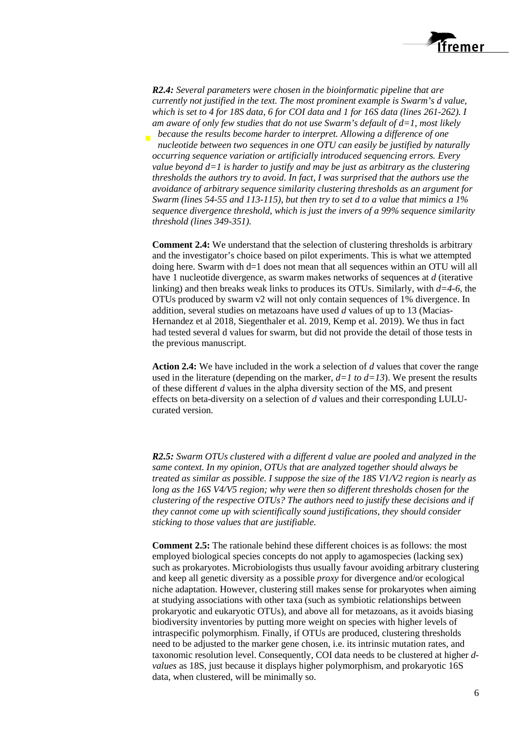***R2.4:** Several parameters were chosen in the bioinformatic pipeline that are currently not justified in the text. The most prominent example is Swarm's d value, which is set to 4 for 18S data, 6 for COI data and 1 for 16S data (lines 261-262). I am aware of only few studies that do not use Swarm's default of d=1, most likely because the results become harder to interpret. Allowing a difference of one nucleotide between two sequences in one OTU can easily be justified by naturally occurring sequence variation or artificially introduced sequencing errors. Every value beyond d=1 is harder to justify and may be just as arbitrary as the clustering thresholds the authors try to avoid. In fact, I was surprised that the authors use the avoidance of arbitrary sequence similarity clustering thresholds as an argument for Swarm (lines 54-55 and 113-115), but then try to set d to a value that mimics a 1% sequence divergence threshold, which is just the invers of a 99% sequence similarity threshold (lines 349-351).*

**Comment 2.4:** We understand that the selection of clustering thresholds is arbitrary and the investigator's choice based on pilot experiments. This is what we attempted doing here. Swarm with d=1 does not mean that all sequences within an OTU will all have 1 nucleotide divergence, as swarm makes networks of sequences at *d* (iterative linking) and then breaks weak links to produces its OTUs. Similarly, with *d=4-6*, the OTUs produced by swarm v2 will not only contain sequences of 1% divergence. In addition, several studies on metazoans have used *d* values of up to 13 (Macias-Hernandez et al 2018, Siegenthaler et al. 2019, Kemp et al. 2019). We thus in fact had tested several d values for swarm, but did not provide the detail of those tests in the previous manuscript.

**Action 2.4:** We have included in the work a selection of *d* values that cover the range used in the literature (depending on the marker, *d=1 to d=13*). We present the results of these different *d* values in the alpha diversity section of the MS, and present effects on beta-diversity on a selection of *d* values and their corresponding LULU-curated version.

***R2.5:** Swarm OTUs clustered with a different d value are pooled and analyzed in the same context. In my opinion, OTUs that are analyzed together should always be treated as similar as possible. I suppose the size of the 18S V1/V2 region is nearly as long as the 16S V4/V5 region; why were then so different thresholds chosen for the clustering of the respective OTUs? The authors need to justify these decisions and if they cannot come up with scientifically sound justifications, they should consider sticking to those values that are justifiable.*

**Comment 2.5:** The rationale behind these different choices is as follows: the most employed biological species concepts do not apply to agamospecies (lacking sex) such as prokaryotes. Microbiologists thus usually favour avoiding arbitrary clustering and keep all genetic diversity as a possible *proxy* for divergence and/or ecological niche adaptation. However, clustering still makes sense for prokaryotes when aiming at studying associations with other taxa (such as symbiotic relationships between prokaryotic and eukaryotic OTUs), and above all for metazoans, as it avoids biasing biodiversity inventories by putting more weight on species with higher levels of intraspecific polymorphism. Finally, if OTUs are produced, clustering thresholds need to be adjusted to the marker gene chosen, i.e. its intrinsic mutation rates, and taxonomic resolution level. Consequently, COI data needs to be clustered at higher *d-values* as 18S, just because it displays higher polymorphism, and prokaryotic 16S data, when clustered, will be minimally so.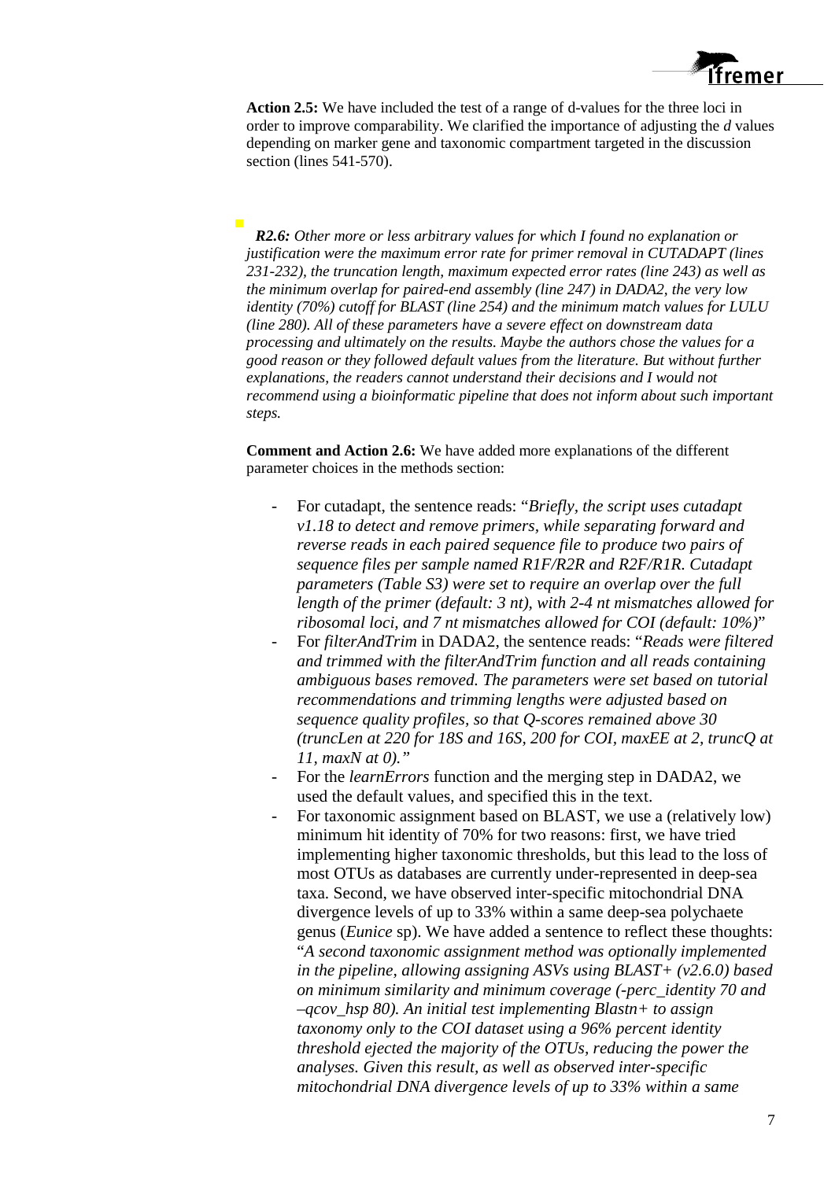**Action 2.5:** We have included the test of a range of d-values for the three loci in order to improve comparability. We clarified the importance of adjusting the *d* values depending on marker gene and taxonomic compartment targeted in the discussion section (lines 541-570).

***R2.6:*** *Other more or less arbitrary values for which I found no explanation or justification were the maximum error rate for primer removal in CUTADAPT (lines 231-232), the truncation length, maximum expected error rates (line 243) as well as the minimum overlap for paired-end assembly (line 247) in DADA2, the very low identity (70%) cutoff for BLAST (line 254) and the minimum match values for LULU (line 280). All of these parameters have a severe effect on downstream data processing and ultimately on the results. Maybe the authors chose the values for a good reason or they followed default values from the literature. But without further explanations, the readers cannot understand their decisions and I would not recommend using a bioinformatic pipeline that does not inform about such important steps.*

**Comment and Action 2.6:** We have added more explanations of the different parameter choices in the methods section:

- For cutadapt, the sentence reads: "*Briefly, the script uses cutadapt v1.18 to detect and remove primers, while separating forward and reverse reads in each paired sequence file to produce two pairs of sequence files per sample named R1F/R2R and R2F/R1R. Cutadapt parameters (Table S3) were set to require an overlap over the full length of the primer (default: 3 nt), with 2-4 nt mismatches allowed for ribosomal loci, and 7 nt mismatches allowed for COI (default: 10%)*"
- For *filterAndTrim* in DADA2, the sentence reads: "*Reads were filtered and trimmed with the filterAndTrim function and all reads containing ambiguous bases removed. The parameters were set based on tutorial recommendations and trimming lengths were adjusted based on sequence quality profiles, so that Q-scores remained above 30 (truncLen at 220 for 18S and 16S, 200 for COI, maxEE at 2, truncQ at 11, maxN at 0).*"
- For the *learnErrors* function and the merging step in DADA2, we used the default values, and specified this in the text.
- For taxonomic assignment based on BLAST, we use a (relatively low) minimum hit identity of 70% for two reasons: first, we have tried implementing higher taxonomic thresholds, but this lead to the loss of most OTUs as databases are currently under-represented in deep-sea taxa. Second, we have observed inter-specific mitochondrial DNA divergence levels of up to 33% within a same deep-sea polychaete genus (*Eunice* sp). We have added a sentence to reflect these thoughts: "*A second taxonomic assignment method was optionally implemented in the pipeline, allowing assigning ASVs using BLAST+ (v2.6.0) based on minimum similarity and minimum coverage (-perc_identity 70 and –qcov_hsp 80). An initial test implementing Blastn+ to assign taxonomy only to the COI dataset using a 96% percent identity threshold ejected the majority of the OTUs, reducing the power the analyses. Given this result, as well as observed inter-specific mitochondrial DNA divergence levels of up to 33% within a same*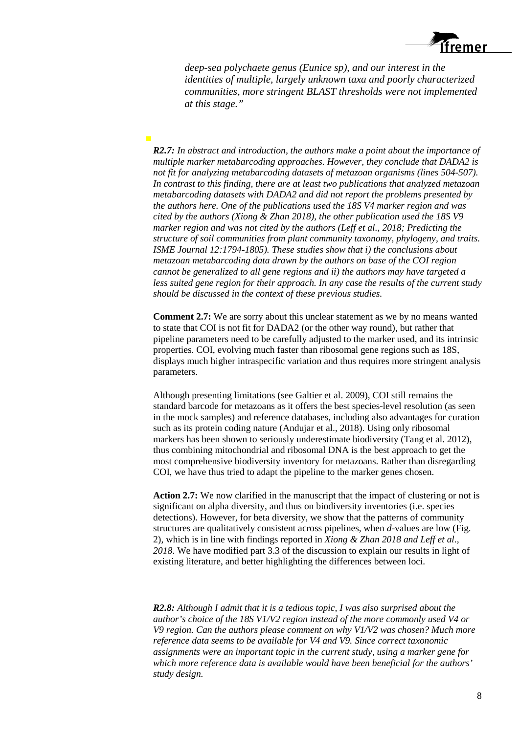*deep-sea polychaete genus (Eunice sp), and our interest in the identities of multiple, largely unknown taxa and poorly characterized communities, more stringent BLAST thresholds were not implemented at this stage."*

***R2.7:** In abstract and introduction, the authors make a point about the importance of multiple marker metabarcoding approaches. However, they conclude that DADA2 is not fit for analyzing metabarcoding datasets of metazoan organisms (lines 504-507). In contrast to this finding, there are at least two publications that analyzed metazoan metabarcoding datasets with DADA2 and did not report the problems presented by the authors here. One of the publications used the 18S V4 marker region and was cited by the authors (Xiong & Zhan 2018), the other publication used the 18S V9 marker region and was not cited by the authors (Leff et al., 2018; Predicting the structure of soil communities from plant community taxonomy, phylogeny, and traits. ISME Journal 12:1794-1805). These studies show that i) the conclusions about metazoan metabarcoding data drawn by the authors on base of the COI region cannot be generalized to all gene regions and ii) the authors may have targeted a less suited gene region for their approach. In any case the results of the current study should be discussed in the context of these previous studies.*

**Comment 2.7:** We are sorry about this unclear statement as we by no means wanted to state that COI is not fit for DADA2 (or the other way round), but rather that pipeline parameters need to be carefully adjusted to the marker used, and its intrinsic properties. COI, evolving much faster than ribosomal gene regions such as 18S, displays much higher intraspecific variation and thus requires more stringent analysis parameters.

Although presenting limitations (see Galtier et al. 2009), COI still remains the standard barcode for metazoans as it offers the best species-level resolution (as seen in the mock samples) and reference databases, including also advantages for curation such as its protein coding nature (Andujar et al., 2018). Using only ribosomal markers has been shown to seriously underestimate biodiversity (Tang et al. 2012), thus combining mitochondrial and ribosomal DNA is the best approach to get the most comprehensive biodiversity inventory for metazoans. Rather than disregarding COI, we have thus tried to adapt the pipeline to the marker genes chosen.

**Action 2.7:** We now clarified in the manuscript that the impact of clustering or not is significant on alpha diversity, and thus on biodiversity inventories (i.e. species detections). However, for beta diversity, we show that the patterns of community structures are qualitatively consistent across pipelines, when *d*-values are low (Fig. 2), which is in line with findings reported in *Xiong & Zhan 2018 and Leff et al., 2018.* We have modified part 3.3 of the discussion to explain our results in light of existing literature, and better highlighting the differences between loci.

***R2.8:** Although I admit that it is a tedious topic, I was also surprised about the author's choice of the 18S V1/V2 region instead of the more commonly used V4 or V9 region. Can the authors please comment on why V1/V2 was chosen? Much more reference data seems to be available for V4 and V9. Since correct taxonomic assignments were an important topic in the current study, using a marker gene for which more reference data is available would have been beneficial for the authors' study design.*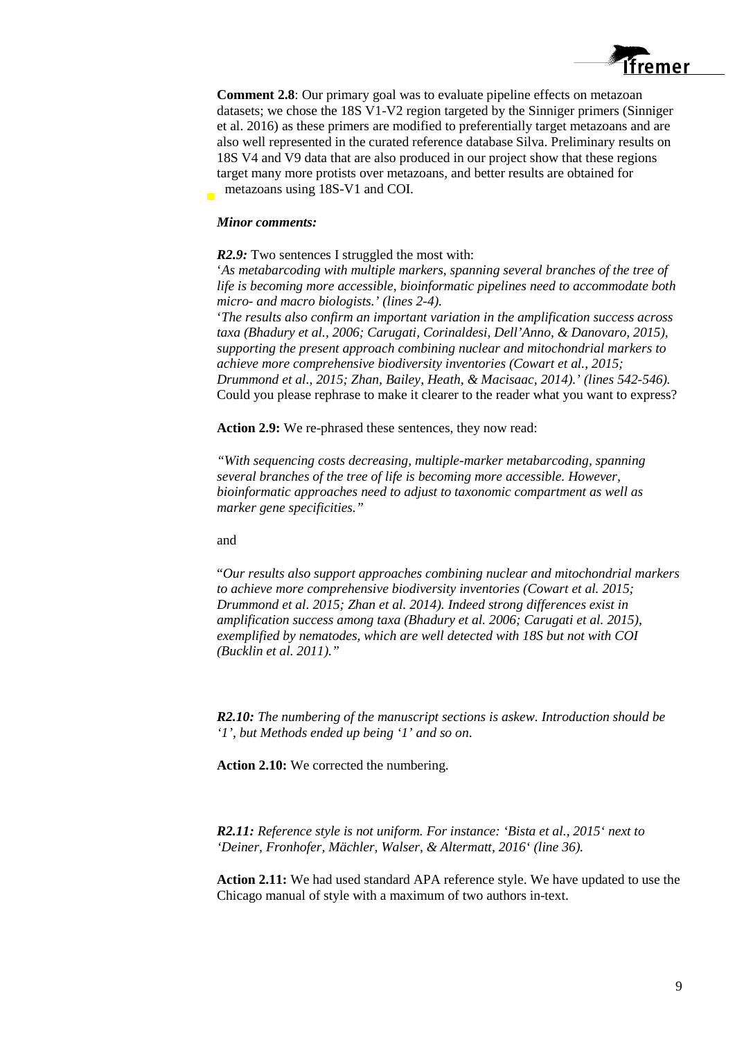**Comment 2.8**: Our primary goal was to evaluate pipeline effects on metazoan datasets; we chose the 18S V1-V2 region targeted by the Sinniger primers (Sinniger et al. 2016) as these primers are modified to preferentially target metazoans and are also well represented in the curated reference database Silva. Preliminary results on 18S V4 and V9 data that are also produced in our project show that these regions target many more protists over metazoans, and better results are obtained for metazoans using 18S-V1 and COI.

***Minor comments:***

***R2.9:*** Two sentences I struggled the most with:
'*As metabarcoding with multiple markers, spanning several branches of the tree of life is becoming more accessible, bioinformatic pipelines need to accommodate both micro- and macro biologists.' (lines 2-4).*
'*The results also confirm an important variation in the amplification success across taxa (Bhadury et al., 2006; Carugati, Corinaldesi, Dell'Anno, & Danovaro, 2015), supporting the present approach combining nuclear and mitochondrial markers to achieve more comprehensive biodiversity inventories (Cowart et al., 2015; Drummond et al., 2015; Zhan, Bailey, Heath, & Macisaac, 2014).' (lines 542-546).*
Could you please rephrase to make it clearer to the reader what you want to express?

**Action 2.9:** We re-phrased these sentences, they now read:

*"With sequencing costs decreasing, multiple-marker metabarcoding, spanning several branches of the tree of life is becoming more accessible. However, bioinformatic approaches need to adjust to taxonomic compartment as well as marker gene specificities."*

and

"*Our results also support approaches combining nuclear and mitochondrial markers to achieve more comprehensive biodiversity inventories (Cowart et al. 2015; Drummond et al. 2015; Zhan et al. 2014). Indeed strong differences exist in amplification success among taxa (Bhadury et al. 2006; Carugati et al. 2015), exemplified by nematodes, which are well detected with 18S but not with COI (Bucklin et al. 2011)."*

***R2.10:*** *The numbering of the manuscript sections is askew. Introduction should be '1', but Methods ended up being '1' and so on.*

**Action 2.10:** We corrected the numbering.

***R2.11:*** *Reference style is not uniform. For instance: 'Bista et al., 2015' next to 'Deiner, Fronhofer, Mächler, Walser, & Altermatt, 2016' (line 36).*

**Action 2.11:** We had used standard APA reference style. We have updated to use the Chicago manual of style with a maximum of two authors in-text.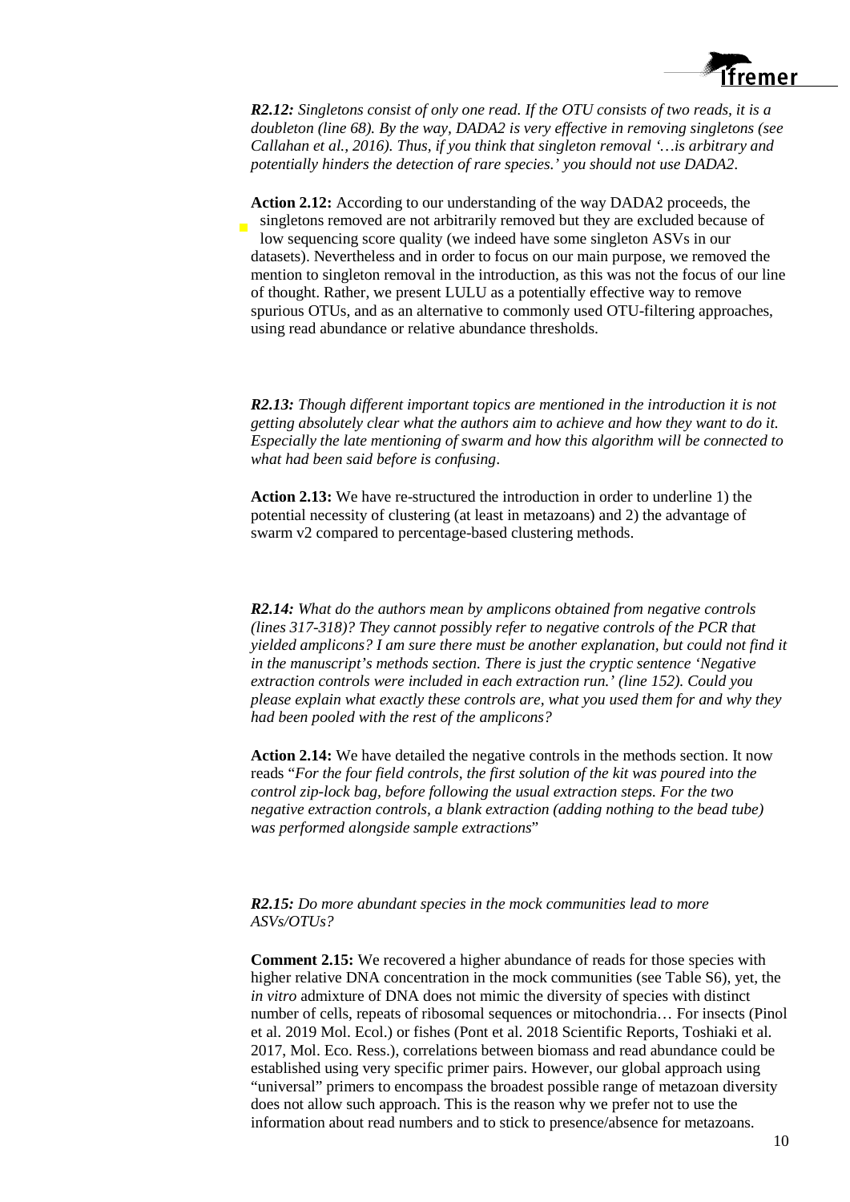***R2.12:*** *Singletons consist of only one read. If the OTU consists of two reads, it is a doubleton (line 68). By the way, DADA2 is very effective in removing singletons (see Callahan et al., 2016). Thus, if you think that singleton removal '…is arbitrary and potentially hinders the detection of rare species.' you should not use DADA2.*

**Action 2.12:** According to our understanding of the way DADA2 proceeds, the singletons removed are not arbitrarily removed but they are excluded because of low sequencing score quality (we indeed have some singleton ASVs in our datasets). Nevertheless and in order to focus on our main purpose, we removed the mention to singleton removal in the introduction, as this was not the focus of our line of thought. Rather, we present LULU as a potentially effective way to remove spurious OTUs, and as an alternative to commonly used OTU-filtering approaches, using read abundance or relative abundance thresholds.

***R2.13:*** *Though different important topics are mentioned in the introduction it is not getting absolutely clear what the authors aim to achieve and how they want to do it. Especially the late mentioning of swarm and how this algorithm will be connected to what had been said before is confusing.*

**Action 2.13:** We have re-structured the introduction in order to underline 1) the potential necessity of clustering (at least in metazoans) and 2) the advantage of swarm v2 compared to percentage-based clustering methods.

***R2.14:*** *What do the authors mean by amplicons obtained from negative controls (lines 317-318)? They cannot possibly refer to negative controls of the PCR that yielded amplicons? I am sure there must be another explanation, but could not find it in the manuscript's methods section. There is just the cryptic sentence 'Negative extraction controls were included in each extraction run.' (line 152). Could you please explain what exactly these controls are, what you used them for and why they had been pooled with the rest of the amplicons?*

**Action 2.14:** We have detailed the negative controls in the methods section. It now reads "*For the four field controls, the first solution of the kit was poured into the control zip-lock bag, before following the usual extraction steps. For the two negative extraction controls, a blank extraction (adding nothing to the bead tube) was performed alongside sample extractions*"

***R2.15:*** *Do more abundant species in the mock communities lead to more ASVs/OTUs?*

**Comment 2.15:** We recovered a higher abundance of reads for those species with higher relative DNA concentration in the mock communities (see Table S6), yet, the *in vitro* admixture of DNA does not mimic the diversity of species with distinct number of cells, repeats of ribosomal sequences or mitochondria… For insects (Pinol et al. 2019 Mol. Ecol.) or fishes (Pont et al. 2018 Scientific Reports, Toshiaki et al. 2017, Mol. Eco. Ress.), correlations between biomass and read abundance could be established using very specific primer pairs. However, our global approach using "universal" primers to encompass the broadest possible range of metazoan diversity does not allow such approach. This is the reason why we prefer not to use the information about read numbers and to stick to presence/absence for metazoans.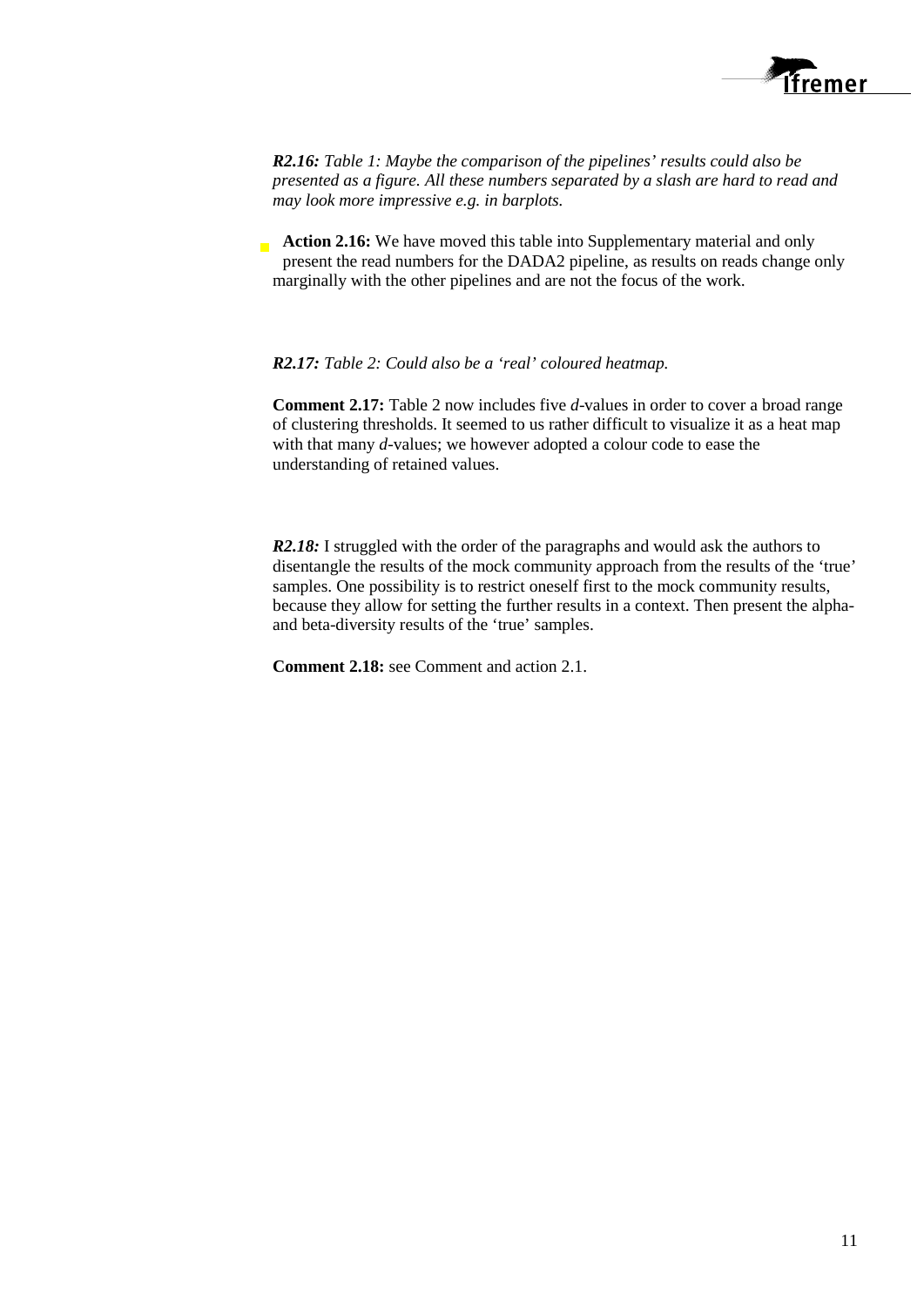***R2.16:*** *Table 1: Maybe the comparison of the pipelines' results could also be presented as a figure. All these numbers separated by a slash are hard to read and may look more impressive e.g. in barplots.*

**Action 2.16:** We have moved this table into Supplementary material and only present the read numbers for the DADA2 pipeline, as results on reads change only marginally with the other pipelines and are not the focus of the work.

***R2.17:*** *Table 2: Could also be a 'real' coloured heatmap.*

**Comment 2.17:** Table 2 now includes five *d*-values in order to cover a broad range of clustering thresholds. It seemed to us rather difficult to visualize it as a heat map with that many *d*-values; we however adopted a colour code to ease the understanding of retained values.

***R2.18:*** I struggled with the order of the paragraphs and would ask the authors to disentangle the results of the mock community approach from the results of the 'true' samples. One possibility is to restrict oneself first to the mock community results, because they allow for setting the further results in a context. Then present the alpha- and beta-diversity results of the 'true' samples.

**Comment 2.18:** see Comment and action 2.1.